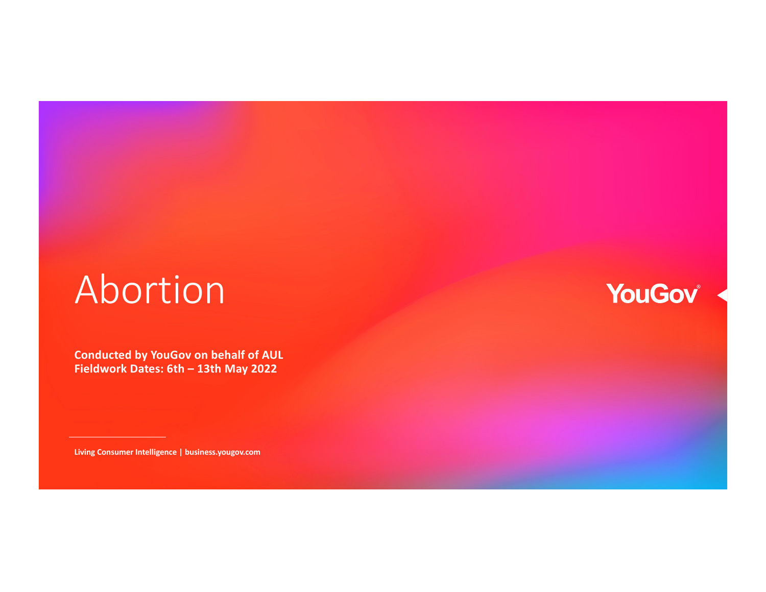# Abortion

**Conducted by YouGov on behalf of AUL**
**Fieldwork Dates: 6th – 13th May 2022**

YouGov

**Living Consumer Intelligence | business.yougov.com**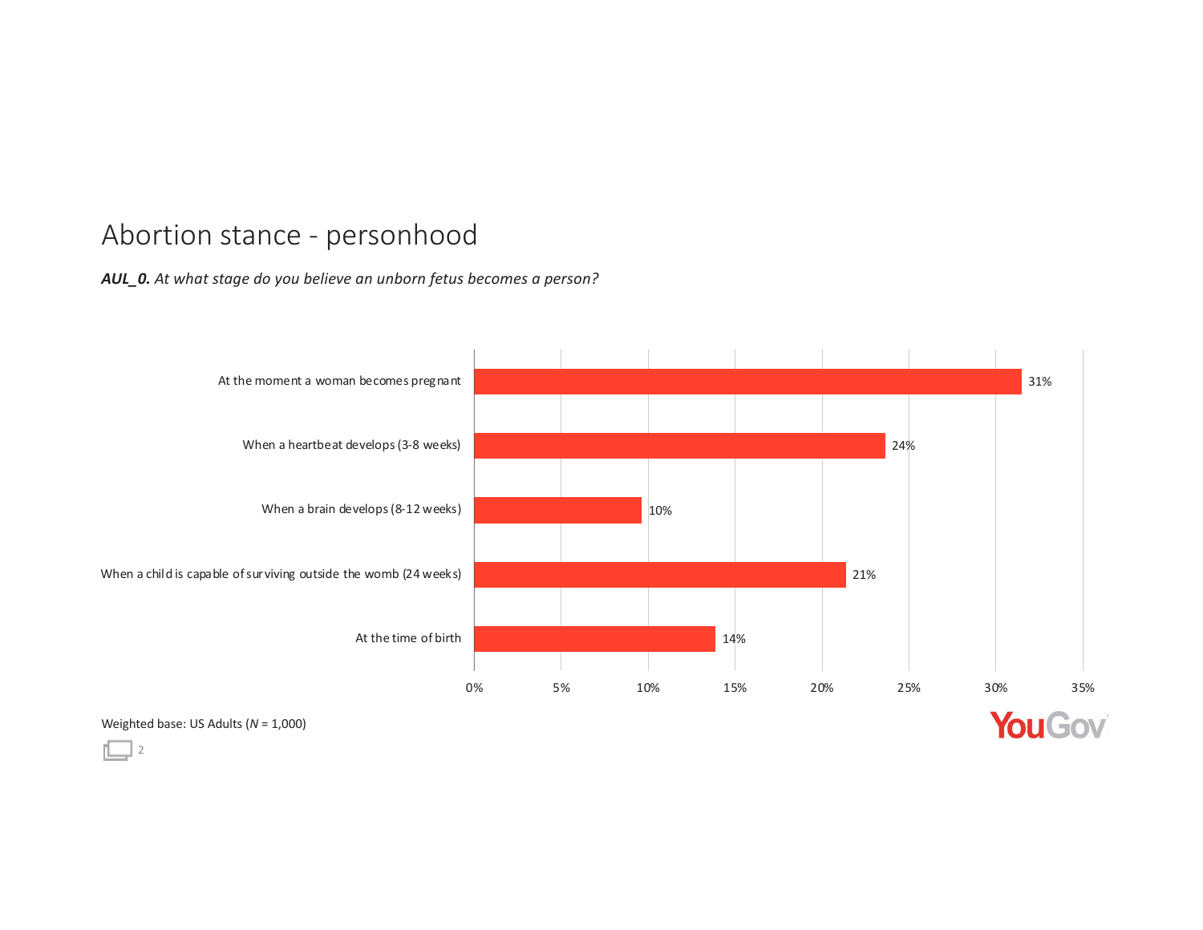# Abortion stance - personhood

***AUL_0.*** *At what stage do you believe an unborn fetus becomes a person?*

| Response | % |
|---|---|
| At the moment a woman becomes pregnant | 31% |
| When a heartbeat develops (3-8 weeks) | 24% |
| When a brain develops (8-12 weeks) | 10% |
| When a child is capable of surviving outside the womb (24 weeks) | 21% |
| At the time of birth | 14% |

Weighted base: US Adults (*N* = 1,000)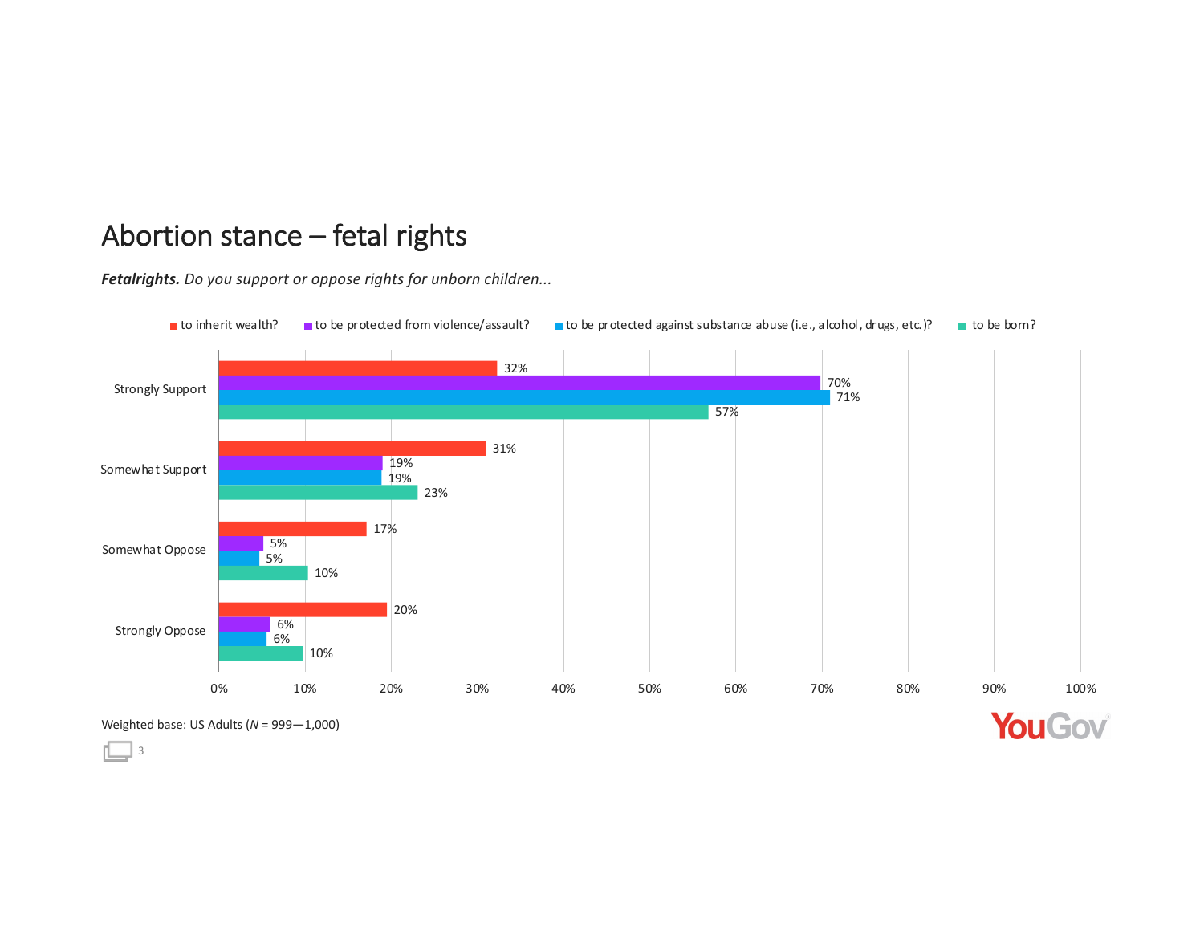# Abortion stance – fetal rights

***Fetalrights.** Do you support or oppose rights for unborn children...*

| | to inherit wealth? | to be protected from violence/assault? | to be protected against substance abuse (i.e., alcohol, drugs, etc.)? | to be born? |
|---|---|---|---|---|
| Strongly Support | 32% | 70% | 71% | 57% |
| Somewhat Support | 31% | 19% | 19% | 23% |
| Somewhat Oppose | 17% | 5% | 5% | 10% |
| Strongly Oppose | 20% | 6% | 6% | 10% |

Weighted base: US Adults (*N* = 999—1,000)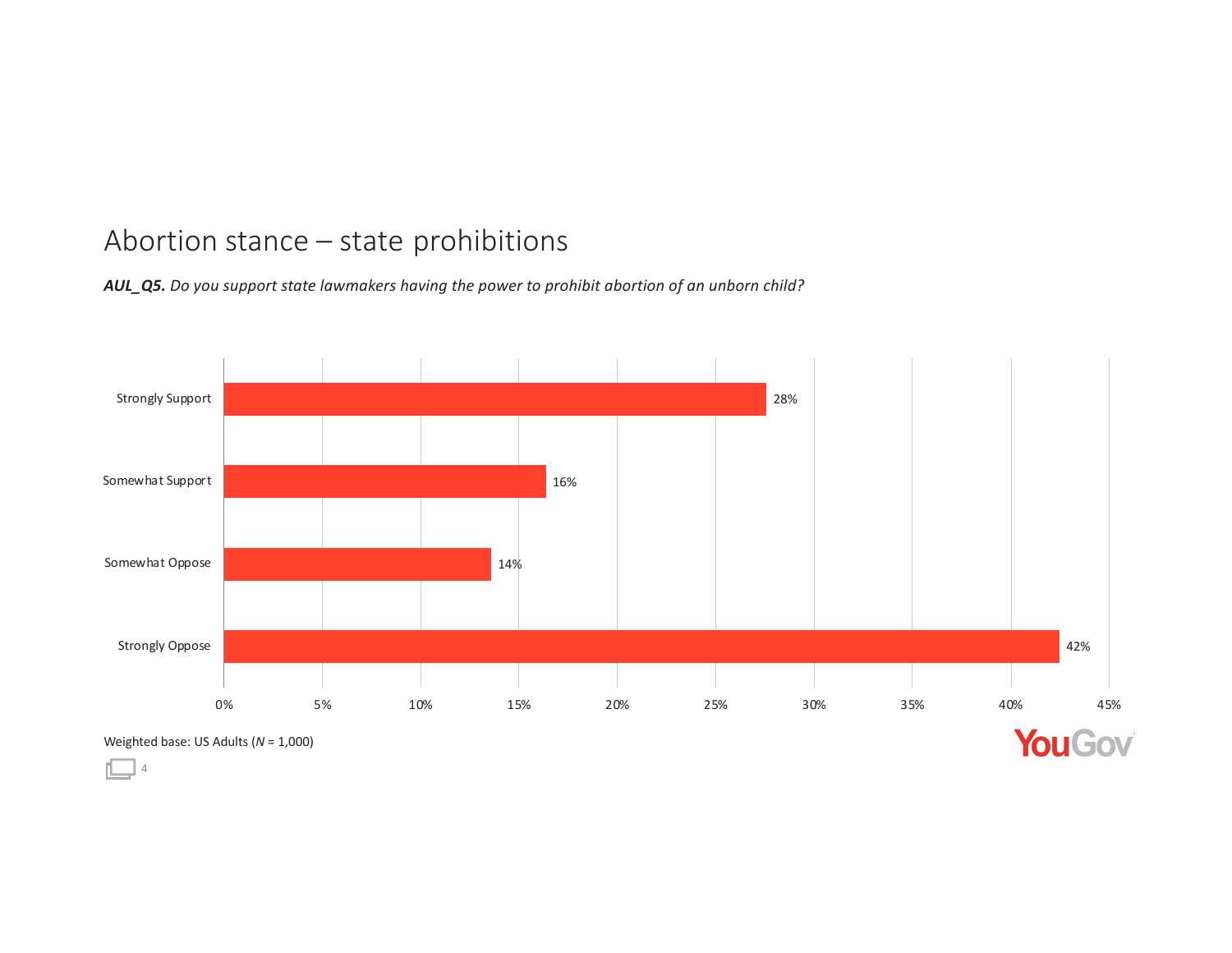# Abortion stance – state prohibitions

***AUL_Q5.*** *Do you support state lawmakers having the power to prohibit abortion of an unborn child?*

| Response | Percentage |
|---|---|
| Strongly Support | 28% |
| Somewhat Support | 16% |
| Somewhat Oppose | 14% |
| Strongly Oppose | 42% |

Weighted base: US Adults (*N* = 1,000)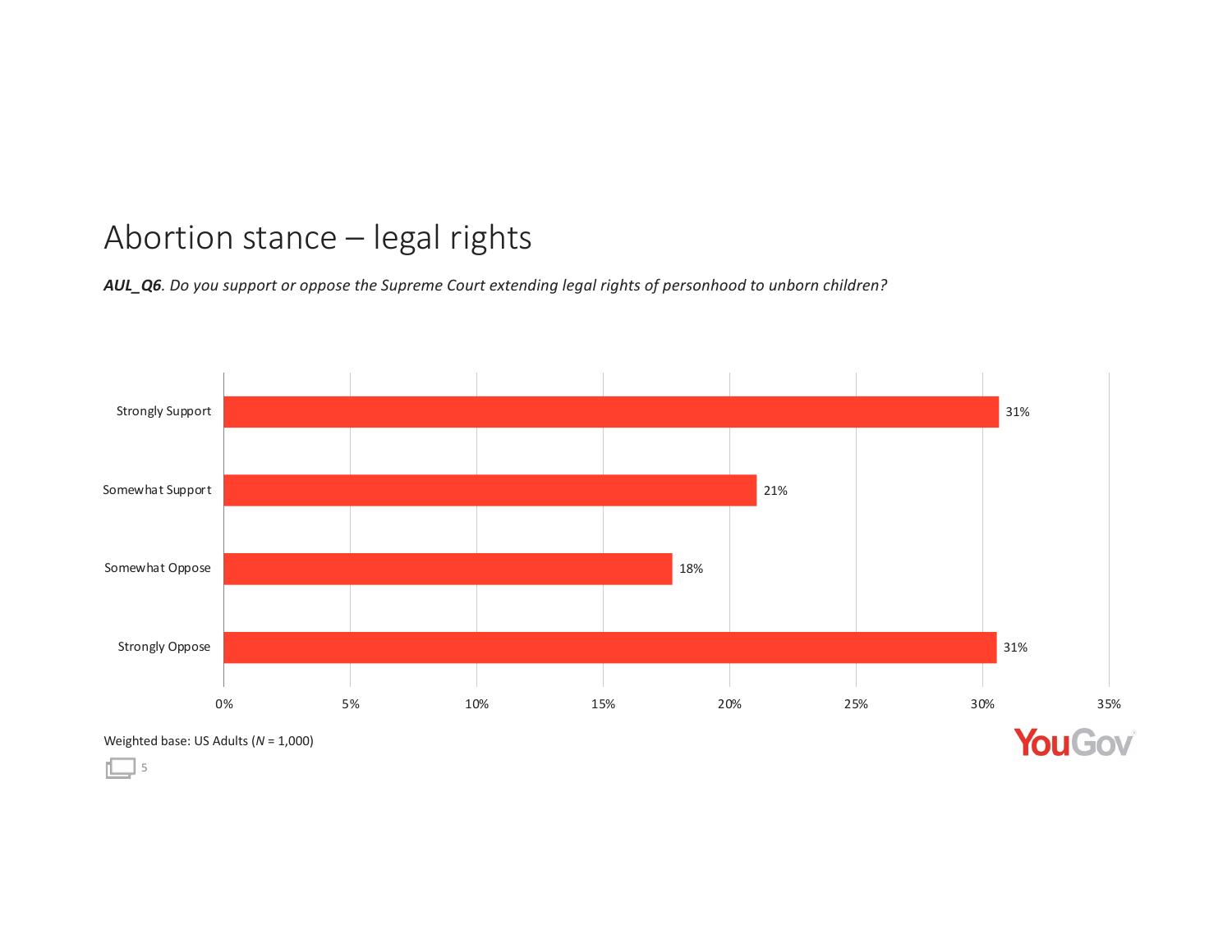# Abortion stance – legal rights

***AUL_Q6****. Do you support or oppose the Supreme Court extending legal rights of personhood to unborn children?*

| Response | Percentage |
| --- | --- |
| Strongly Support | 31% |
| Somewhat Support | 21% |
| Somewhat Oppose | 18% |
| Strongly Oppose | 31% |

Weighted base: US Adults (*N* = 1,000)

YouGov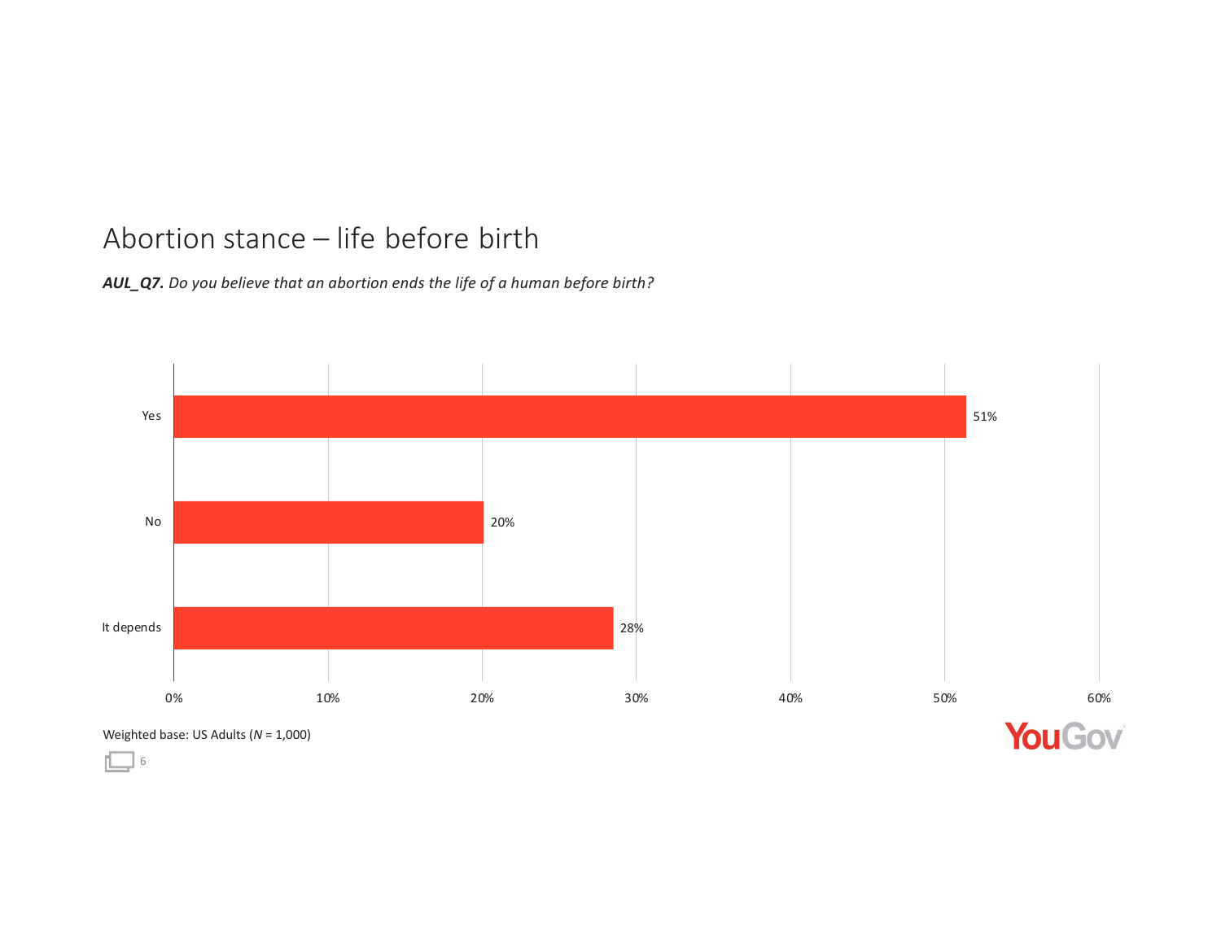# Abstract stance – life before birth

***AUL_Q7.*** *Do you believe that an abortion ends the life of a human before birth?*

| Response | Percentage |
| --- | --- |
| Yes | 51% |
| No | 20% |
| It depends | 28% |

Weighted base: US Adults (*N* = 1,000)

# Abortion stance – life before birth

***AUL_Q7.*** *Do you believe that an abortion ends the life of a human before birth?*

| Response | Percentage |
| --- | --- |
| Yes | 51% |
| No | 20% |
| It depends | 28% |

Weighted base: US Adults (*N* = 1,000)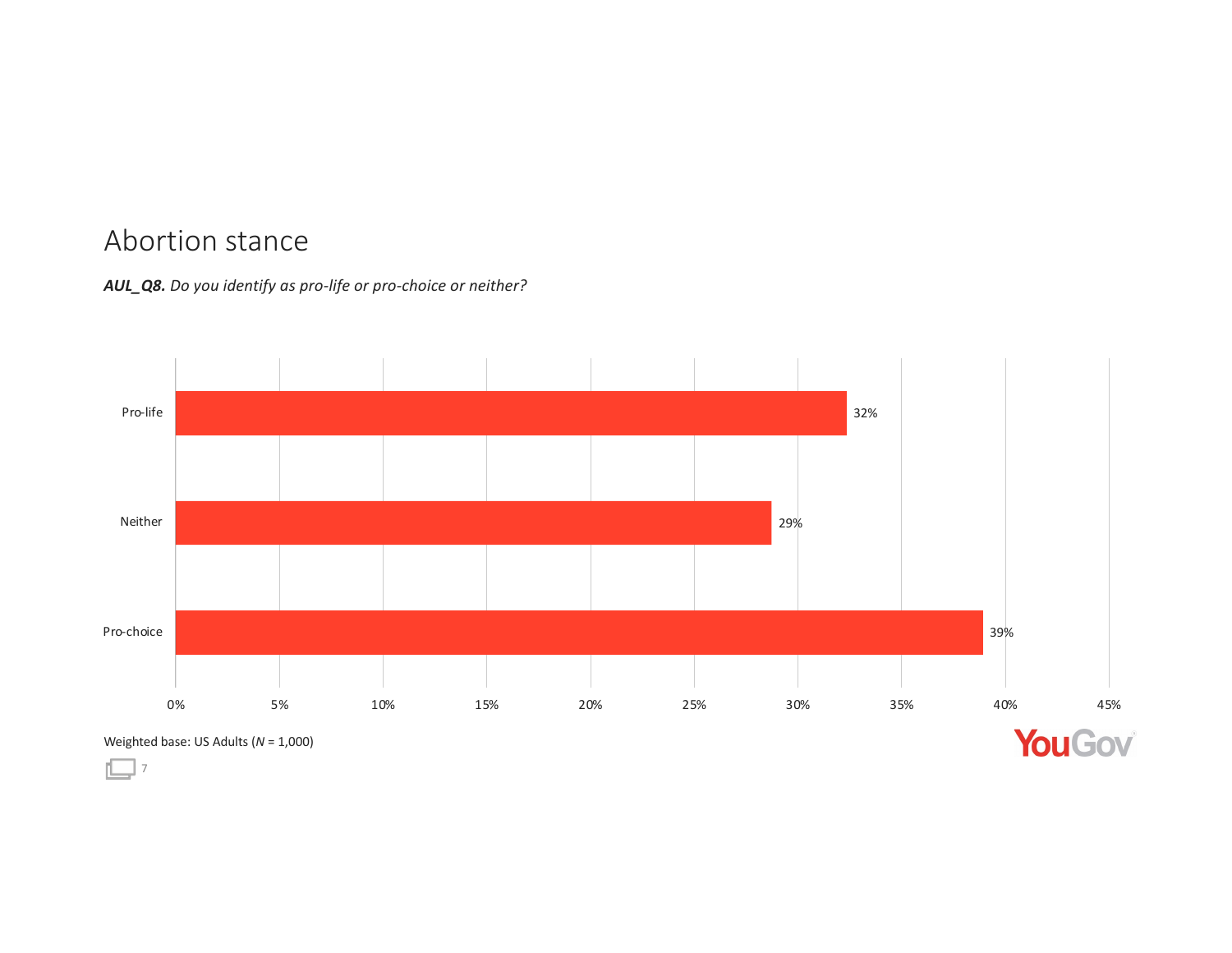# Abortion stance

***AUL_Q8.*** *Do you identify as pro-life or pro-choice or neither?*

Pro-life
32%

Neither
29%

Pro-choice
39%

0%
5%
10%
15%
20%
25%
30%
35%
40%
45%

Weighted base: US Adults (*N* = 1,000)

YouGov